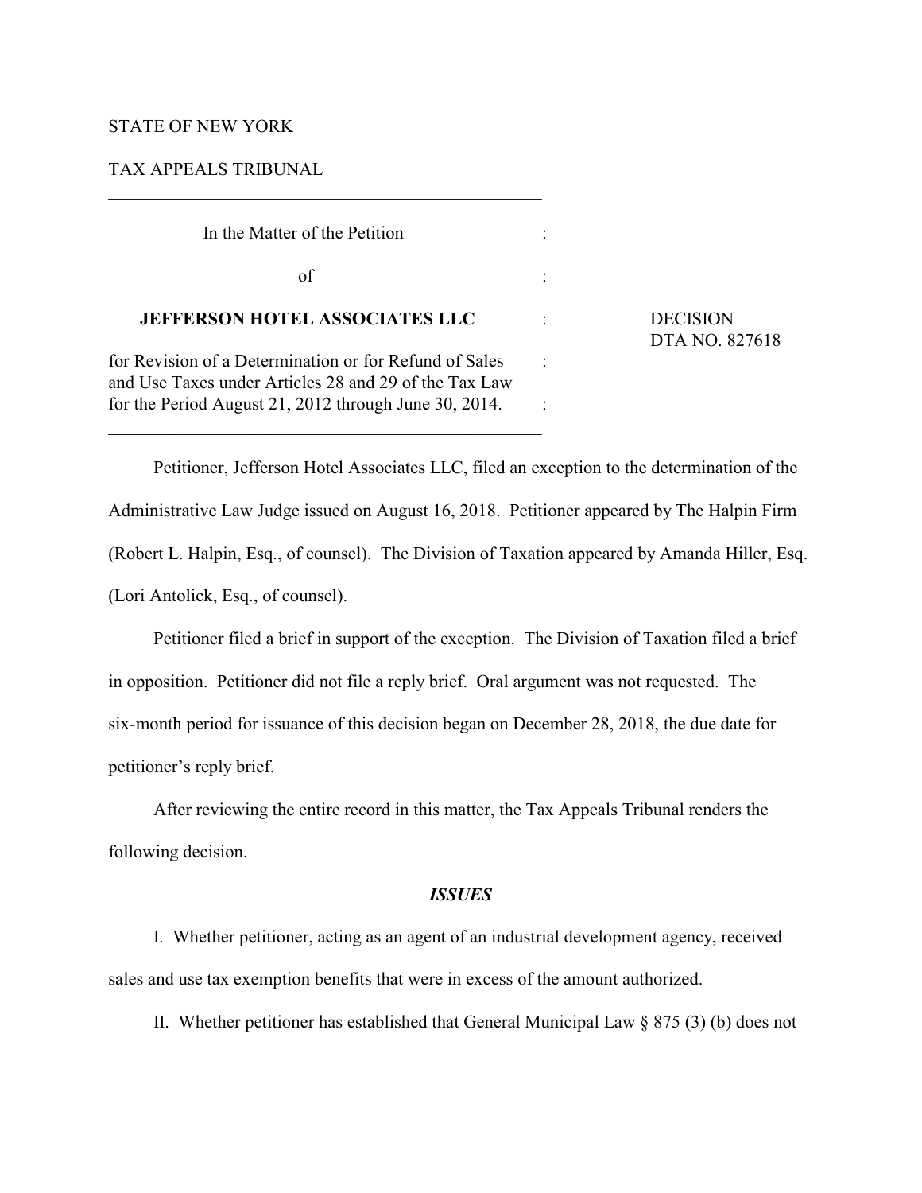STATE OF NEW YORK

TAX APPEALS TRIBUNAL

---

In the Matter of the Petition :

of :

**JEFFERSON HOTEL ASSOCIATES LLC** : DECISION
DTA NO. 827618

for Revision of a Determination or for Refund of Sales and Use Taxes under Articles 28 and 29 of the Tax Law for the Period August 21, 2012 through June 30, 2014. :

---

Petitioner, Jefferson Hotel Associates LLC, filed an exception to the determination of the Administrative Law Judge issued on August 16, 2018. Petitioner appeared by The Halpin Firm (Robert L. Halpin, Esq., of counsel). The Division of Taxation appeared by Amanda Hiller, Esq. (Lori Antolick, Esq., of counsel).

Petitioner filed a brief in support of the exception. The Division of Taxation filed a brief in opposition. Petitioner did not file a reply brief. Oral argument was not requested. The six-month period for issuance of this decision began on December 28, 2018, the due date for petitioner's reply brief.

After reviewing the entire record in this matter, the Tax Appeals Tribunal renders the following decision.

## *ISSUES*

I. Whether petitioner, acting as an agent of an industrial development agency, received sales and use tax exemption benefits that were in excess of the amount authorized.

II. Whether petitioner has established that General Municipal Law § 875 (3) (b) does not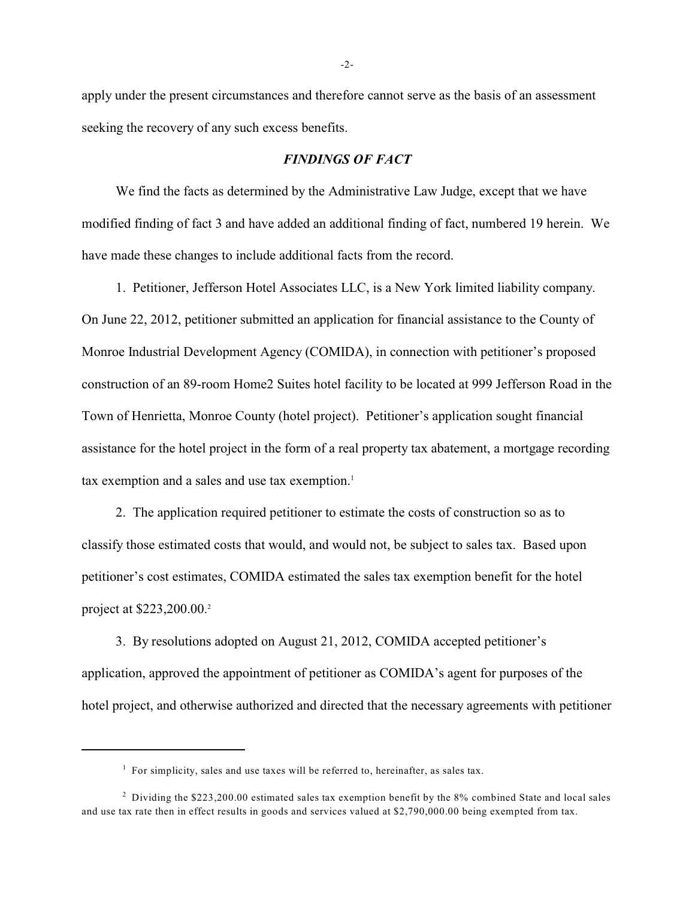apply under the present circumstances and therefore cannot serve as the basis of an assessment seeking the recovery of any such excess benefits.

### *FINDINGS OF FACT*

We find the facts as determined by the Administrative Law Judge, except that we have modified finding of fact 3 and have added an additional finding of fact, numbered 19 herein. We have made these changes to include additional facts from the record.

1. Petitioner, Jefferson Hotel Associates LLC, is a New York limited liability company. On June 22, 2012, petitioner submitted an application for financial assistance to the County of Monroe Industrial Development Agency (COMIDA), in connection with petitioner's proposed construction of an 89-room Home2 Suites hotel facility to be located at 999 Jefferson Road in the Town of Henrietta, Monroe County (hotel project). Petitioner's application sought financial assistance for the hotel project in the form of a real property tax abatement, a mortgage recording tax exemption and a sales and use tax exemption.[1]

2. The application required petitioner to estimate the costs of construction so as to classify those estimated costs that would, and would not, be subject to sales tax. Based upon petitioner's cost estimates, COMIDA estimated the sales tax exemption benefit for the hotel project at $223,200.00.[2]

3. By resolutions adopted on August 21, 2012, COMIDA accepted petitioner's application, approved the appointment of petitioner as COMIDA's agent for purposes of the hotel project, and otherwise authorized and directed that the necessary agreements with petitioner

---

[1] For simplicity, sales and use taxes will be referred to, hereinafter, as sales tax.

[2] Dividing the $223,200.00 estimated sales tax exemption benefit by the 8% combined State and local sales and use tax rate then in effect results in goods and services valued at $2,790,000.00 being exempted from tax.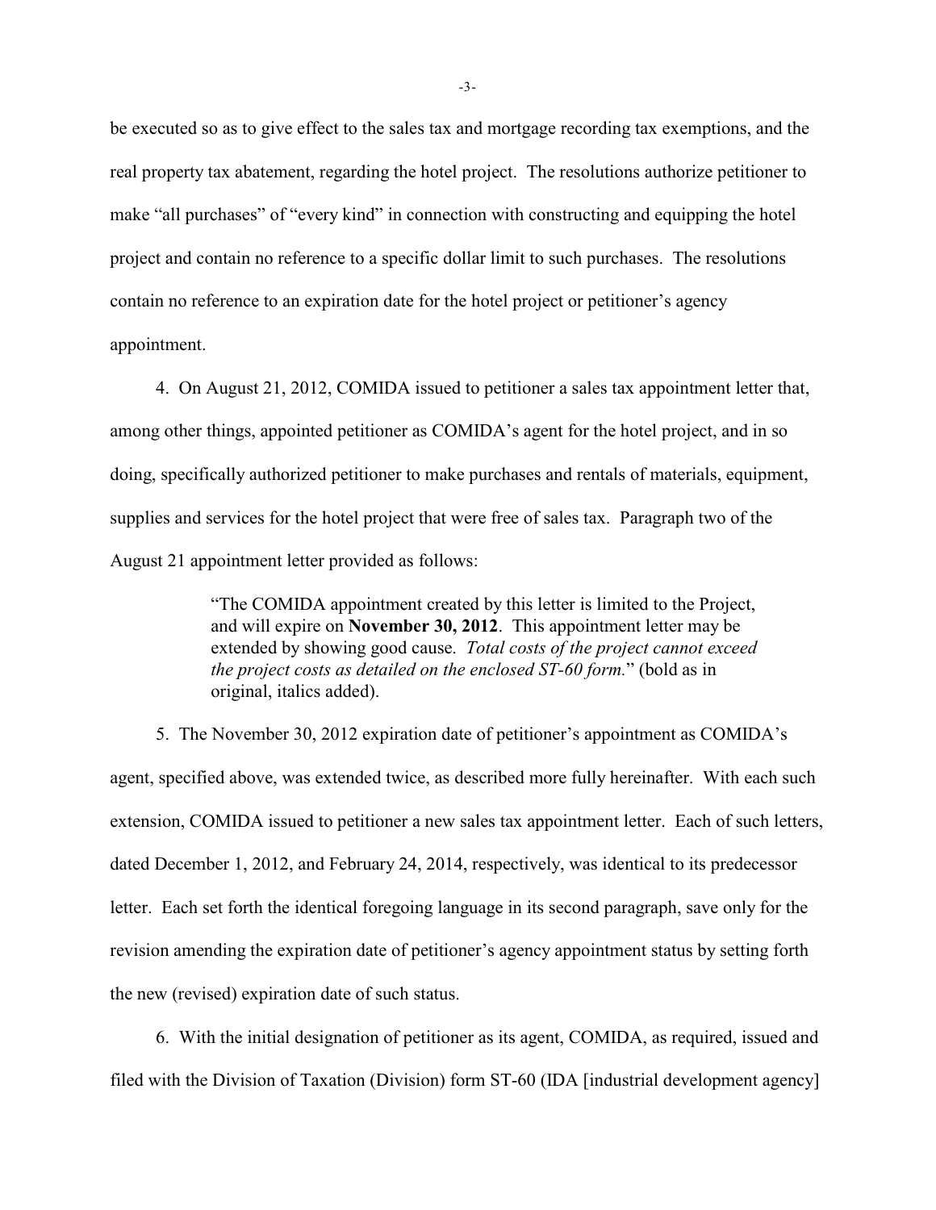be executed so as to give effect to the sales tax and mortgage recording tax exemptions, and the real property tax abatement, regarding the hotel project. The resolutions authorize petitioner to make "all purchases" of "every kind" in connection with constructing and equipping the hotel project and contain no reference to a specific dollar limit to such purchases. The resolutions contain no reference to an expiration date for the hotel project or petitioner's agency appointment.

4. On August 21, 2012, COMIDA issued to petitioner a sales tax appointment letter that, among other things, appointed petitioner as COMIDA's agent for the hotel project, and in so doing, specifically authorized petitioner to make purchases and rentals of materials, equipment, supplies and services for the hotel project that were free of sales tax. Paragraph two of the August 21 appointment letter provided as follows:

> "The COMIDA appointment created by this letter is limited to the Project, and will expire on **November 30, 2012**. This appointment letter may be extended by showing good cause. *Total costs of the project cannot exceed the project costs as detailed on the enclosed ST-60 form.*" (bold as in original, italics added).

5. The November 30, 2012 expiration date of petitioner's appointment as COMIDA's agent, specified above, was extended twice, as described more fully hereinafter. With each such extension, COMIDA issued to petitioner a new sales tax appointment letter. Each of such letters, dated December 1, 2012, and February 24, 2014, respectively, was identical to its predecessor letter. Each set forth the identical foregoing language in its second paragraph, save only for the revision amending the expiration date of petitioner's agency appointment status by setting forth the new (revised) expiration date of such status.

6. With the initial designation of petitioner as its agent, COMIDA, as required, issued and filed with the Division of Taxation (Division) form ST-60 (IDA [industrial development agency]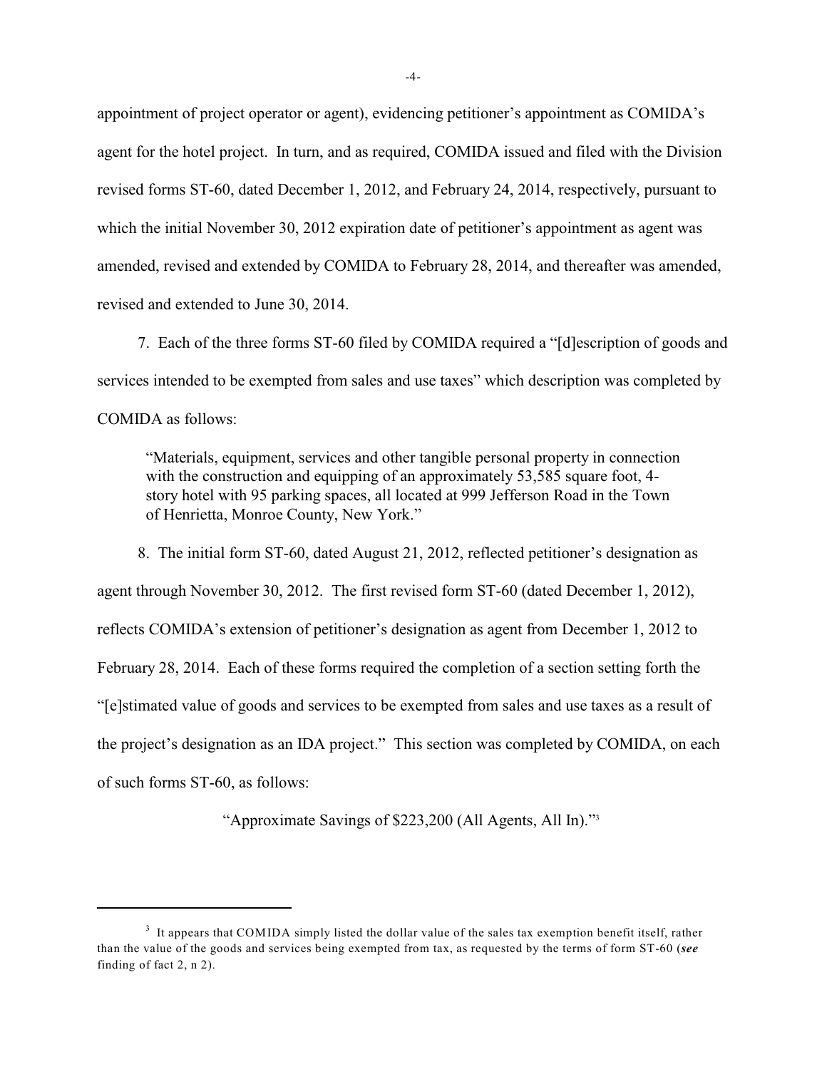appointment of project operator or agent), evidencing petitioner's appointment as COMIDA's agent for the hotel project. In turn, and as required, COMIDA issued and filed with the Division revised forms ST-60, dated December 1, 2012, and February 24, 2014, respectively, pursuant to which the initial November 30, 2012 expiration date of petitioner's appointment as agent was amended, revised and extended by COMIDA to February 28, 2014, and thereafter was amended, revised and extended to June 30, 2014.

7. Each of the three forms ST-60 filed by COMIDA required a "[d]escription of goods and services intended to be exempted from sales and use taxes" which description was completed by COMIDA as follows:

> "Materials, equipment, services and other tangible personal property in connection with the construction and equipping of an approximately 53,585 square foot, 4-story hotel with 95 parking spaces, all located at 999 Jefferson Road in the Town of Henrietta, Monroe County, New York."

8. The initial form ST-60, dated August 21, 2012, reflected petitioner's designation as agent through November 30, 2012. The first revised form ST-60 (dated December 1, 2012), reflects COMIDA's extension of petitioner's designation as agent from December 1, 2012 to February 28, 2014. Each of these forms required the completion of a section setting forth the "[e]stimated value of goods and services to be exempted from sales and use taxes as a result of the project's designation as an IDA project." This section was completed by COMIDA, on each of such forms ST-60, as follows:

"Approximate Savings of $223,200 (All Agents, All In)."[3]

---

[3] It appears that COMIDA simply listed the dollar value of the sales tax exemption benefit itself, rather than the value of the goods and services being exempted from tax, as requested by the terms of form ST-60 (***see*** finding of fact 2, n 2).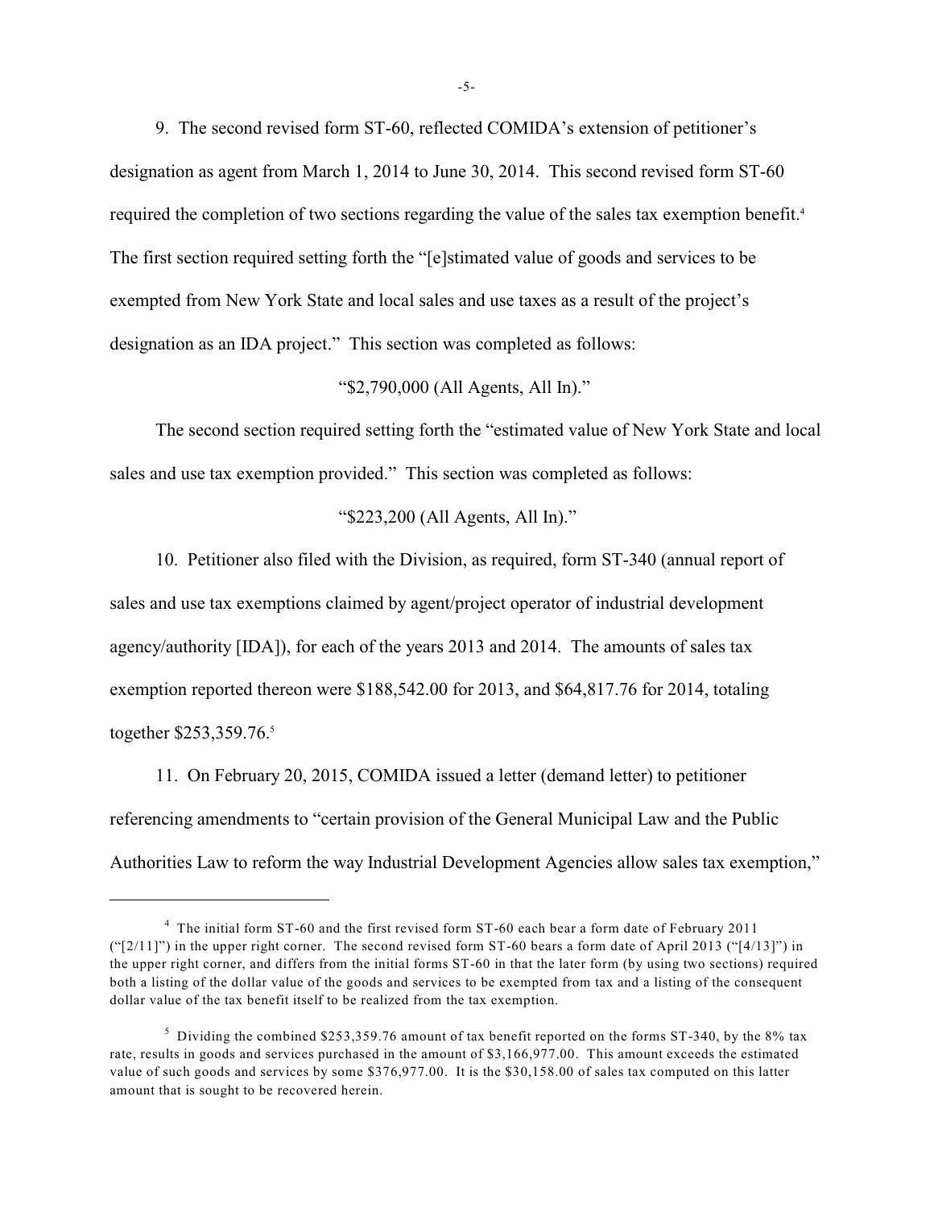9. The second revised form ST-60, reflected COMIDA's extension of petitioner's designation as agent from March 1, 2014 to June 30, 2014. This second revised form ST-60 required the completion of two sections regarding the value of the sales tax exemption benefit.[4] The first section required setting forth the "[e]stimated value of goods and services to be exempted from New York State and local sales and use taxes as a result of the project's designation as an IDA project." This section was completed as follows:

"$2,790,000 (All Agents, All In)."

The second section required setting forth the "estimated value of New York State and local sales and use tax exemption provided." This section was completed as follows:

"$223,200 (All Agents, All In)."

10. Petitioner also filed with the Division, as required, form ST-340 (annual report of sales and use tax exemptions claimed by agent/project operator of industrial development agency/authority [IDA]), for each of the years 2013 and 2014. The amounts of sales tax exemption reported thereon were $188,542.00 for 2013, and $64,817.76 for 2014, totaling together $253,359.76.[5]

11. On February 20, 2015, COMIDA issued a letter (demand letter) to petitioner referencing amendments to "certain provision of the General Municipal Law and the Public Authorities Law to reform the way Industrial Development Agencies allow sales tax exemption,"

---

[4] The initial form ST-60 and the first revised form ST-60 each bear a form date of February 2011 ("[2/11]") in the upper right corner. The second revised form ST-60 bears a form date of April 2013 ("[4/13]") in the upper right corner, and differs from the initial forms ST-60 in that the later form (by using two sections) required both a listing of the dollar value of the goods and services to be exempted from tax and a listing of the consequent dollar value of the tax benefit itself to be realized from the tax exemption.

[5] Dividing the combined $253,359.76 amount of tax benefit reported on the forms ST-340, by the 8% tax rate, results in goods and services purchased in the amount of $3,166,977.00. This amount exceeds the estimated value of such goods and services by some $376,977.00. It is the $30,158.00 of sales tax computed on this latter amount that is sought to be recovered herein.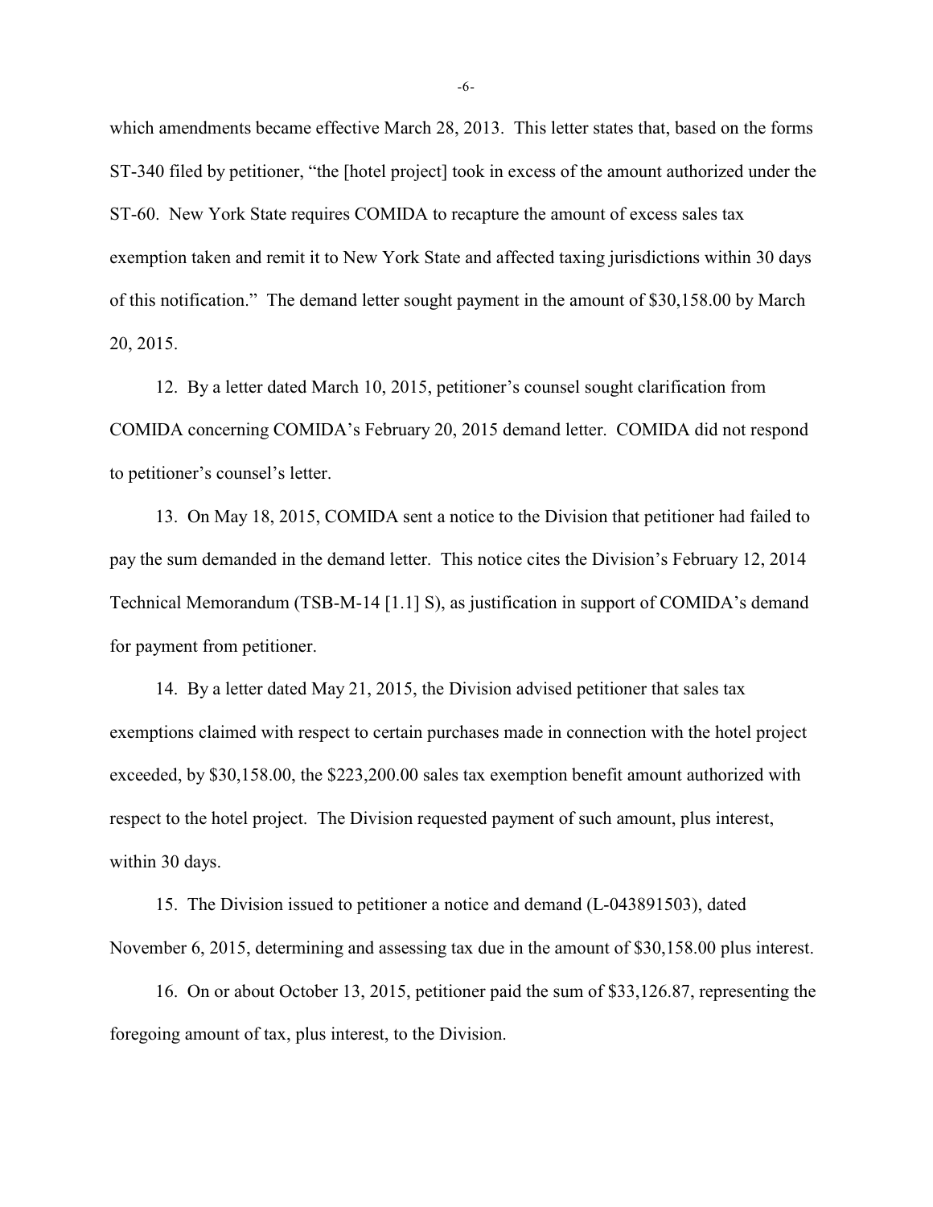which amendments became effective March 28, 2013. This letter states that, based on the forms ST-340 filed by petitioner, "the [hotel project] took in excess of the amount authorized under the ST-60. New York State requires COMIDA to recapture the amount of excess sales tax exemption taken and remit it to New York State and affected taxing jurisdictions within 30 days of this notification." The demand letter sought payment in the amount of $30,158.00 by March 20, 2015.

12. By a letter dated March 10, 2015, petitioner's counsel sought clarification from COMIDA concerning COMIDA's February 20, 2015 demand letter. COMIDA did not respond to petitioner's counsel's letter.

13. On May 18, 2015, COMIDA sent a notice to the Division that petitioner had failed to pay the sum demanded in the demand letter. This notice cites the Division's February 12, 2014 Technical Memorandum (TSB-M-14 [1.1] S), as justification in support of COMIDA's demand for payment from petitioner.

14. By a letter dated May 21, 2015, the Division advised petitioner that sales tax exemptions claimed with respect to certain purchases made in connection with the hotel project exceeded, by $30,158.00, the $223,200.00 sales tax exemption benefit amount authorized with respect to the hotel project. The Division requested payment of such amount, plus interest, within 30 days.

15. The Division issued to petitioner a notice and demand (L-043891503), dated November 6, 2015, determining and assessing tax due in the amount of $30,158.00 plus interest.

16. On or about October 13, 2015, petitioner paid the sum of $33,126.87, representing the foregoing amount of tax, plus interest, to the Division.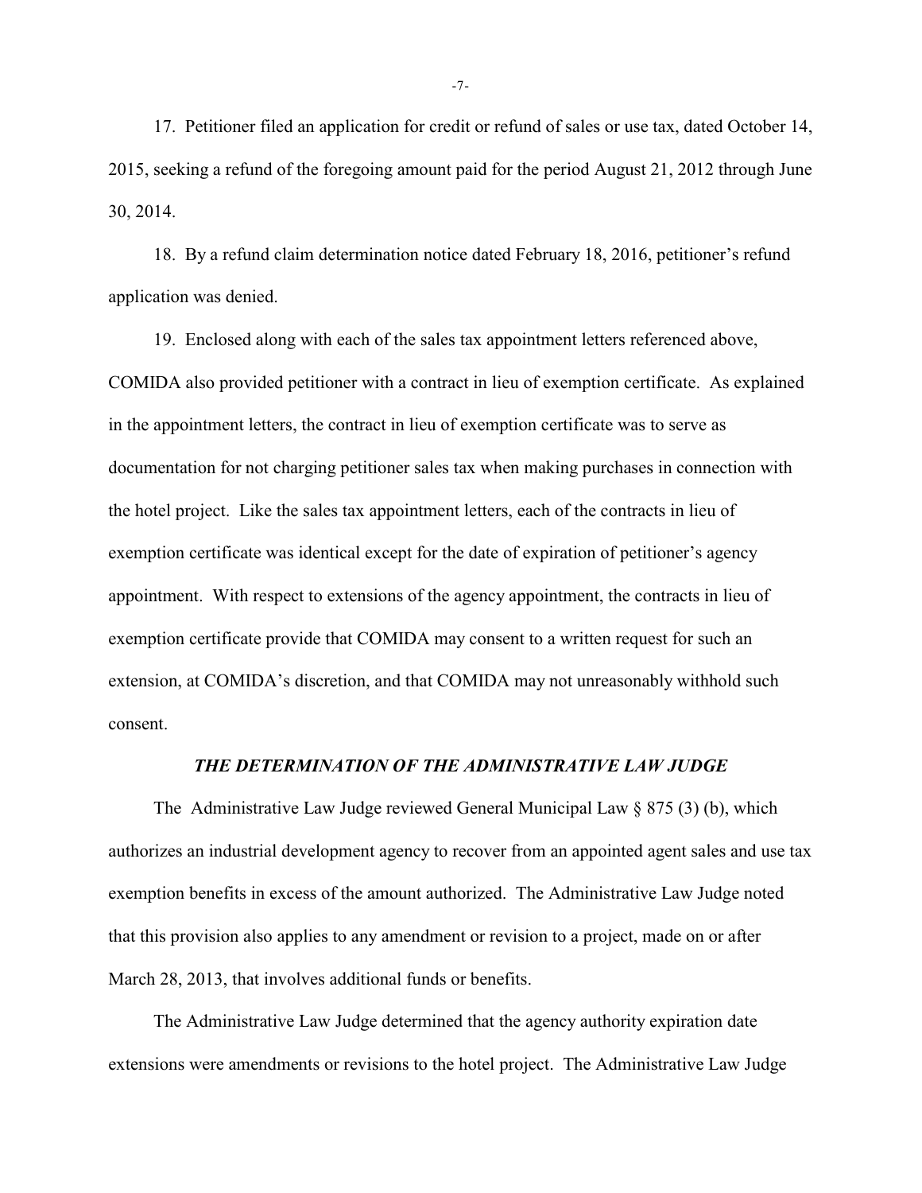17. Petitioner filed an application for credit or refund of sales or use tax, dated October 14, 2015, seeking a refund of the foregoing amount paid for the period August 21, 2012 through June 30, 2014.

18. By a refund claim determination notice dated February 18, 2016, petitioner's refund application was denied.

19. Enclosed along with each of the sales tax appointment letters referenced above, COMIDA also provided petitioner with a contract in lieu of exemption certificate. As explained in the appointment letters, the contract in lieu of exemption certificate was to serve as documentation for not charging petitioner sales tax when making purchases in connection with the hotel project. Like the sales tax appointment letters, each of the contracts in lieu of exemption certificate was identical except for the date of expiration of petitioner's agency appointment. With respect to extensions of the agency appointment, the contracts in lieu of exemption certificate provide that COMIDA may consent to a written request for such an extension, at COMIDA's discretion, and that COMIDA may not unreasonably withhold such consent.

### *THE DETERMINATION OF THE ADMINISTRATIVE LAW JUDGE*

The Administrative Law Judge reviewed General Municipal Law § 875 (3) (b), which authorizes an industrial development agency to recover from an appointed agent sales and use tax exemption benefits in excess of the amount authorized. The Administrative Law Judge noted that this provision also applies to any amendment or revision to a project, made on or after March 28, 2013, that involves additional funds or benefits.

The Administrative Law Judge determined that the agency authority expiration date extensions were amendments or revisions to the hotel project. The Administrative Law Judge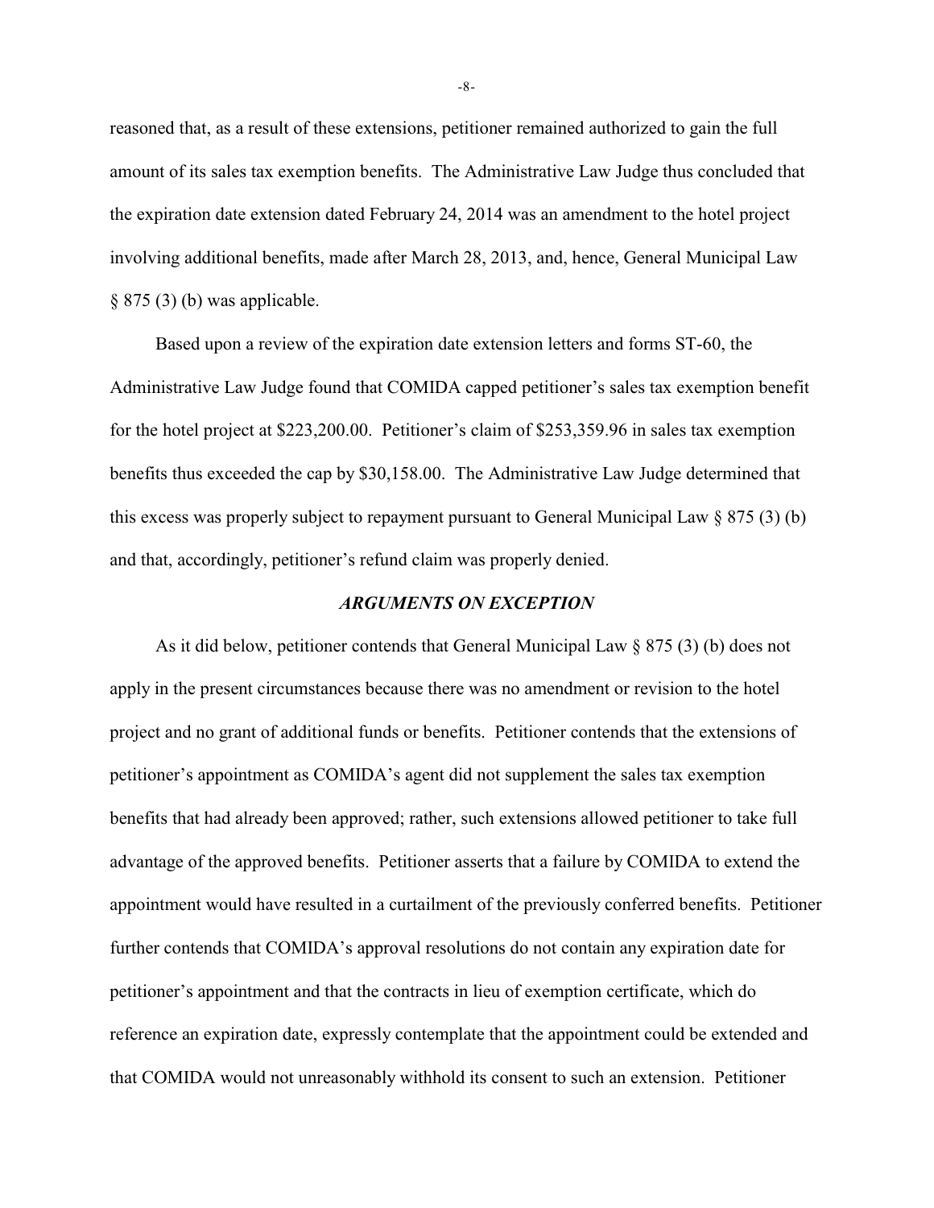reasoned that, as a result of these extensions, petitioner remained authorized to gain the full amount of its sales tax exemption benefits. The Administrative Law Judge thus concluded that the expiration date extension dated February 24, 2014 was an amendment to the hotel project involving additional benefits, made after March 28, 2013, and, hence, General Municipal Law § 875 (3) (b) was applicable.

Based upon a review of the expiration date extension letters and forms ST-60, the Administrative Law Judge found that COMIDA capped petitioner's sales tax exemption benefit for the hotel project at $223,200.00. Petitioner's claim of $253,359.96 in sales tax exemption benefits thus exceeded the cap by $30,158.00. The Administrative Law Judge determined that this excess was properly subject to repayment pursuant to General Municipal Law § 875 (3) (b) and that, accordingly, petitioner's refund claim was properly denied.

### *ARGUMENTS ON EXCEPTION*

As it did below, petitioner contends that General Municipal Law § 875 (3) (b) does not apply in the present circumstances because there was no amendment or revision to the hotel project and no grant of additional funds or benefits. Petitioner contends that the extensions of petitioner's appointment as COMIDA's agent did not supplement the sales tax exemption benefits that had already been approved; rather, such extensions allowed petitioner to take full advantage of the approved benefits. Petitioner asserts that a failure by COMIDA to extend the appointment would have resulted in a curtailment of the previously conferred benefits. Petitioner further contends that COMIDA's approval resolutions do not contain any expiration date for petitioner's appointment and that the contracts in lieu of exemption certificate, which do reference an expiration date, expressly contemplate that the appointment could be extended and that COMIDA would not unreasonably withhold its consent to such an extension. Petitioner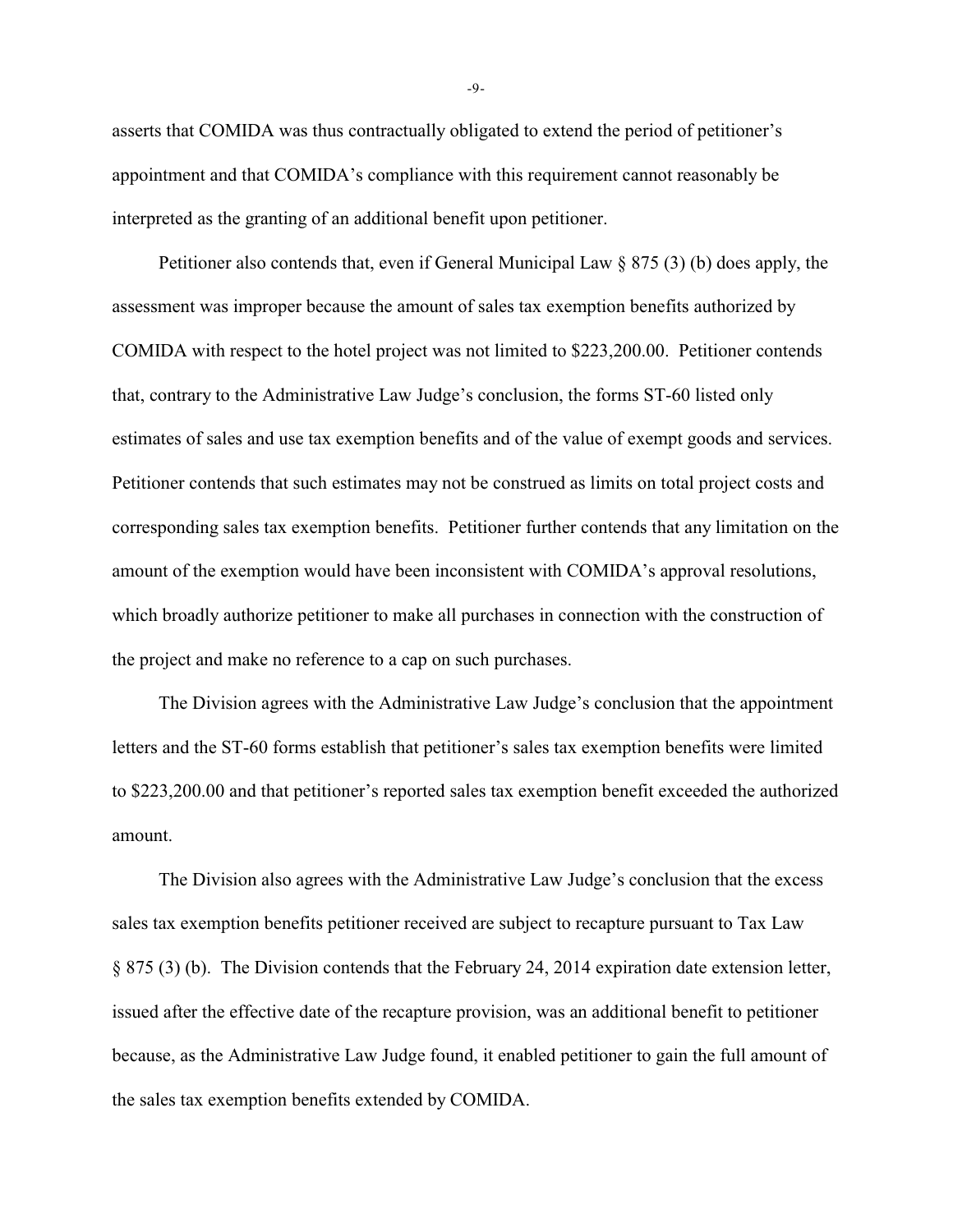asserts that COMIDA was thus contractually obligated to extend the period of petitioner's appointment and that COMIDA's compliance with this requirement cannot reasonably be interpreted as the granting of an additional benefit upon petitioner.

Petitioner also contends that, even if General Municipal Law § 875 (3) (b) does apply, the assessment was improper because the amount of sales tax exemption benefits authorized by COMIDA with respect to the hotel project was not limited to $223,200.00. Petitioner contends that, contrary to the Administrative Law Judge's conclusion, the forms ST-60 listed only estimates of sales and use tax exemption benefits and of the value of exempt goods and services. Petitioner contends that such estimates may not be construed as limits on total project costs and corresponding sales tax exemption benefits. Petitioner further contends that any limitation on the amount of the exemption would have been inconsistent with COMIDA's approval resolutions, which broadly authorize petitioner to make all purchases in connection with the construction of the project and make no reference to a cap on such purchases.

The Division agrees with the Administrative Law Judge's conclusion that the appointment letters and the ST-60 forms establish that petitioner's sales tax exemption benefits were limited to $223,200.00 and that petitioner's reported sales tax exemption benefit exceeded the authorized amount.

The Division also agrees with the Administrative Law Judge's conclusion that the excess sales tax exemption benefits petitioner received are subject to recapture pursuant to Tax Law § 875 (3) (b). The Division contends that the February 24, 2014 expiration date extension letter, issued after the effective date of the recapture provision, was an additional benefit to petitioner because, as the Administrative Law Judge found, it enabled petitioner to gain the full amount of the sales tax exemption benefits extended by COMIDA.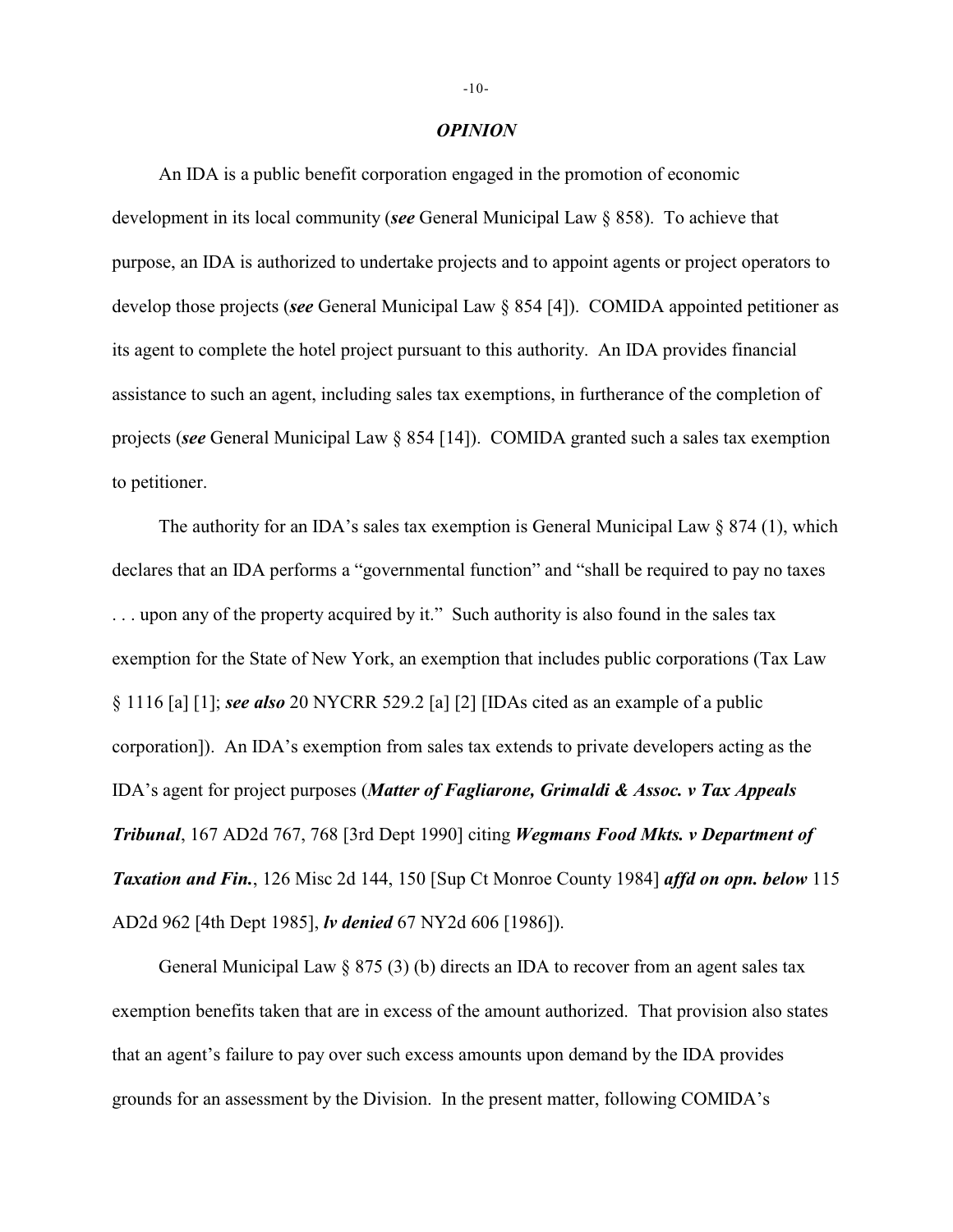## *OPINION*

An IDA is a public benefit corporation engaged in the promotion of economic development in its local community (***see*** General Municipal Law § 858). To achieve that purpose, an IDA is authorized to undertake projects and to appoint agents or project operators to develop those projects (***see*** General Municipal Law § 854 [4]). COMIDA appointed petitioner as its agent to complete the hotel project pursuant to this authority. An IDA provides financial assistance to such an agent, including sales tax exemptions, in furtherance of the completion of projects (***see*** General Municipal Law § 854 [14]). COMIDA granted such a sales tax exemption to petitioner.

The authority for an IDA's sales tax exemption is General Municipal Law § 874 (1), which declares that an IDA performs a "governmental function" and "shall be required to pay no taxes . . . upon any of the property acquired by it." Such authority is also found in the sales tax exemption for the State of New York, an exemption that includes public corporations (Tax Law § 1116 [a] [1]; ***see also*** 20 NYCRR 529.2 [a] [2] [IDAs cited as an example of a public corporation]). An IDA's exemption from sales tax extends to private developers acting as the IDA's agent for project purposes (***Matter of Fagliarone, Grimaldi & Assoc. v Tax Appeals Tribunal***, 167 AD2d 767, 768 [3rd Dept 1990] citing ***Wegmans Food Mkts. v Department of Taxation and Fin.***, 126 Misc 2d 144, 150 [Sup Ct Monroe County 1984] ***affd on opn. below*** 115 AD2d 962 [4th Dept 1985], ***lv denied*** 67 NY2d 606 [1986]).

General Municipal Law § 875 (3) (b) directs an IDA to recover from an agent sales tax exemption benefits taken that are in excess of the amount authorized. That provision also states that an agent's failure to pay over such excess amounts upon demand by the IDA provides grounds for an assessment by the Division. In the present matter, following COMIDA's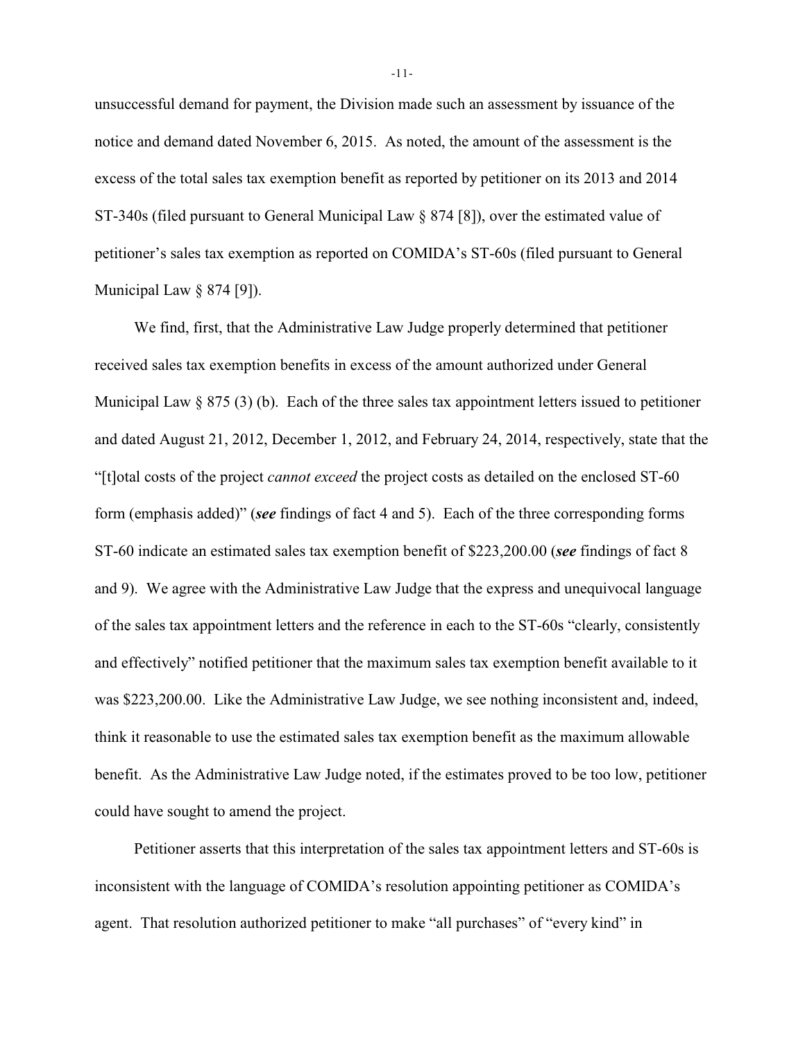unsuccessful demand for payment, the Division made such an assessment by issuance of the notice and demand dated November 6, 2015. As noted, the amount of the assessment is the excess of the total sales tax exemption benefit as reported by petitioner on its 2013 and 2014 ST-340s (filed pursuant to General Municipal Law § 874 [8]), over the estimated value of petitioner's sales tax exemption as reported on COMIDA's ST-60s (filed pursuant to General Municipal Law § 874 [9]).

We find, first, that the Administrative Law Judge properly determined that petitioner received sales tax exemption benefits in excess of the amount authorized under General Municipal Law § 875 (3) (b). Each of the three sales tax appointment letters issued to petitioner and dated August 21, 2012, December 1, 2012, and February 24, 2014, respectively, state that the "[t]otal costs of the project *cannot exceed* the project costs as detailed on the enclosed ST-60 form (emphasis added)" (***see*** findings of fact 4 and 5). Each of the three corresponding forms ST-60 indicate an estimated sales tax exemption benefit of $223,200.00 (***see*** findings of fact 8 and 9). We agree with the Administrative Law Judge that the express and unequivocal language of the sales tax appointment letters and the reference in each to the ST-60s "clearly, consistently and effectively" notified petitioner that the maximum sales tax exemption benefit available to it was $223,200.00. Like the Administrative Law Judge, we see nothing inconsistent and, indeed, think it reasonable to use the estimated sales tax exemption benefit as the maximum allowable benefit. As the Administrative Law Judge noted, if the estimates proved to be too low, petitioner could have sought to amend the project.

Petitioner asserts that this interpretation of the sales tax appointment letters and ST-60s is inconsistent with the language of COMIDA's resolution appointing petitioner as COMIDA's agent. That resolution authorized petitioner to make "all purchases" of "every kind" in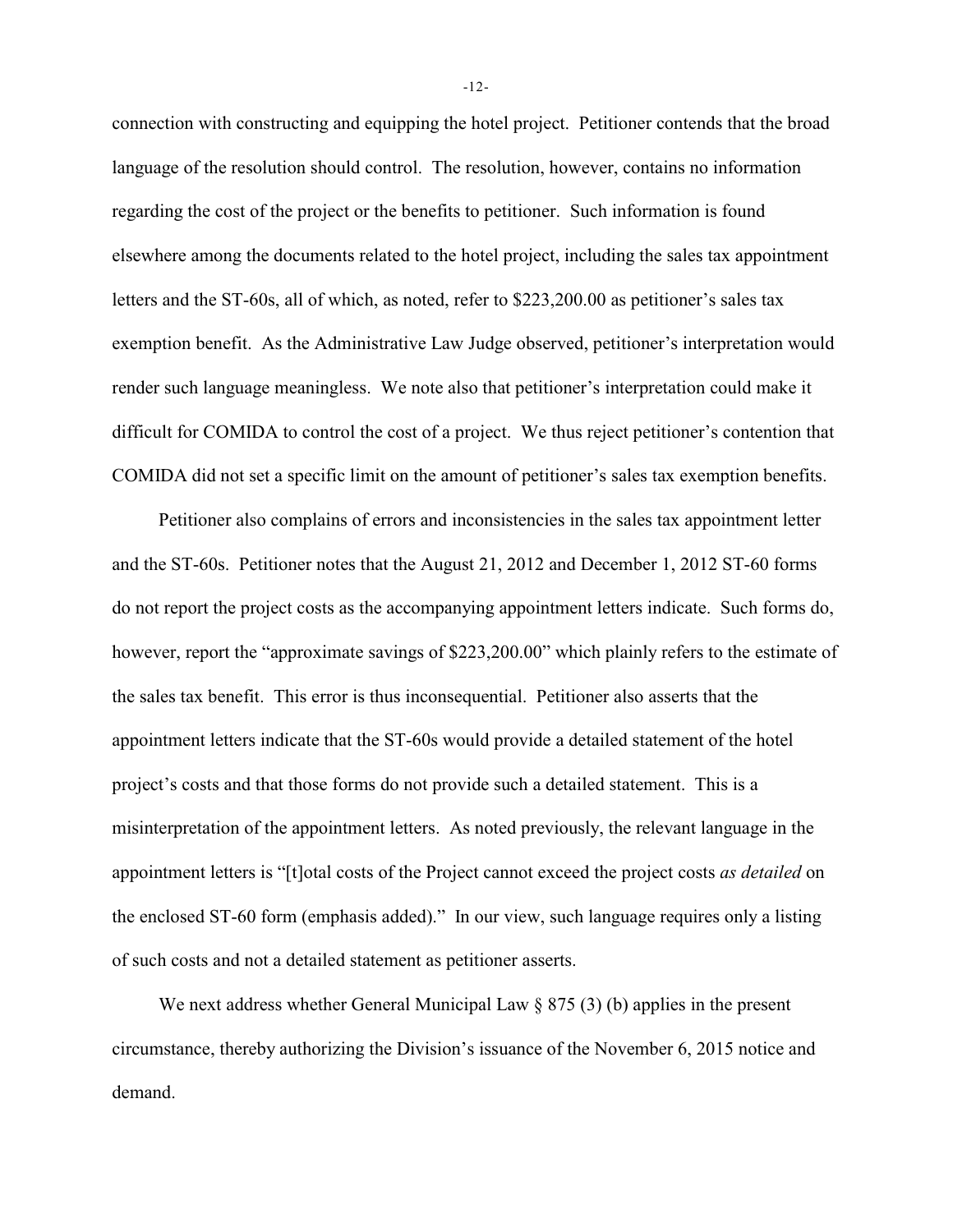connection with constructing and equipping the hotel project. Petitioner contends that the broad language of the resolution should control. The resolution, however, contains no information regarding the cost of the project or the benefits to petitioner. Such information is found elsewhere among the documents related to the hotel project, including the sales tax appointment letters and the ST-60s, all of which, as noted, refer to $223,200.00 as petitioner's sales tax exemption benefit. As the Administrative Law Judge observed, petitioner's interpretation would render such language meaningless. We note also that petitioner's interpretation could make it difficult for COMIDA to control the cost of a project. We thus reject petitioner's contention that COMIDA did not set a specific limit on the amount of petitioner's sales tax exemption benefits.

Petitioner also complains of errors and inconsistencies in the sales tax appointment letter and the ST-60s. Petitioner notes that the August 21, 2012 and December 1, 2012 ST-60 forms do not report the project costs as the accompanying appointment letters indicate. Such forms do, however, report the "approximate savings of $223,200.00" which plainly refers to the estimate of the sales tax benefit. This error is thus inconsequential. Petitioner also asserts that the appointment letters indicate that the ST-60s would provide a detailed statement of the hotel project's costs and that those forms do not provide such a detailed statement. This is a misinterpretation of the appointment letters. As noted previously, the relevant language in the appointment letters is "[t]otal costs of the Project cannot exceed the project costs *as detailed* on the enclosed ST-60 form (emphasis added)." In our view, such language requires only a listing of such costs and not a detailed statement as petitioner asserts.

We next address whether General Municipal Law § 875 (3) (b) applies in the present circumstance, thereby authorizing the Division's issuance of the November 6, 2015 notice and demand.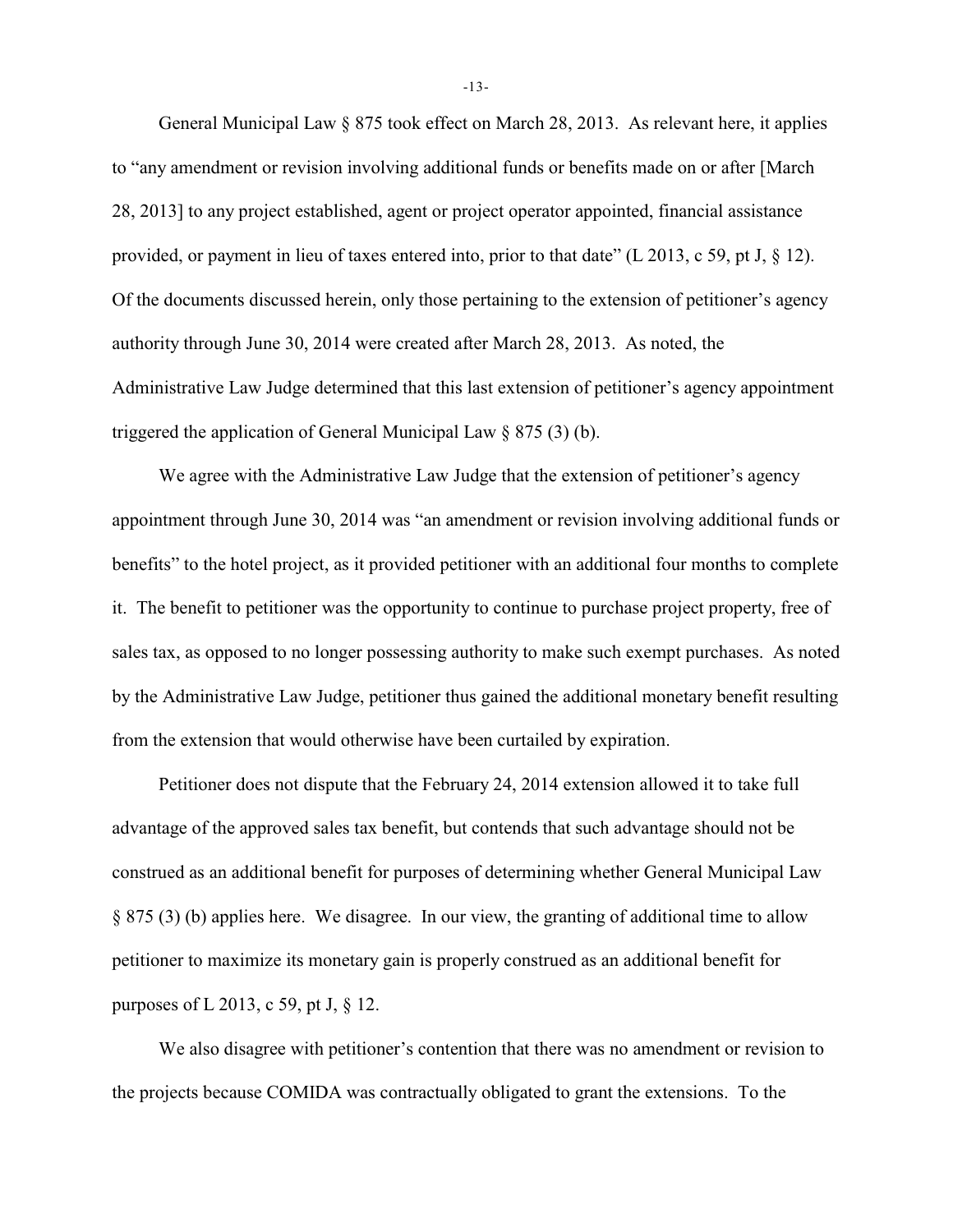General Municipal Law § 875 took effect on March 28, 2013. As relevant here, it applies to "any amendment or revision involving additional funds or benefits made on or after [March 28, 2013] to any project established, agent or project operator appointed, financial assistance provided, or payment in lieu of taxes entered into, prior to that date" (L 2013, c 59, pt J, § 12). Of the documents discussed herein, only those pertaining to the extension of petitioner's agency authority through June 30, 2014 were created after March 28, 2013. As noted, the Administrative Law Judge determined that this last extension of petitioner's agency appointment triggered the application of General Municipal Law § 875 (3) (b).

We agree with the Administrative Law Judge that the extension of petitioner's agency appointment through June 30, 2014 was "an amendment or revision involving additional funds or benefits" to the hotel project, as it provided petitioner with an additional four months to complete it. The benefit to petitioner was the opportunity to continue to purchase project property, free of sales tax, as opposed to no longer possessing authority to make such exempt purchases. As noted by the Administrative Law Judge, petitioner thus gained the additional monetary benefit resulting from the extension that would otherwise have been curtailed by expiration.

Petitioner does not dispute that the February 24, 2014 extension allowed it to take full advantage of the approved sales tax benefit, but contends that such advantage should not be construed as an additional benefit for purposes of determining whether General Municipal Law § 875 (3) (b) applies here. We disagree. In our view, the granting of additional time to allow petitioner to maximize its monetary gain is properly construed as an additional benefit for purposes of L 2013, c 59, pt J, § 12.

We also disagree with petitioner's contention that there was no amendment or revision to the projects because COMIDA was contractually obligated to grant the extensions. To the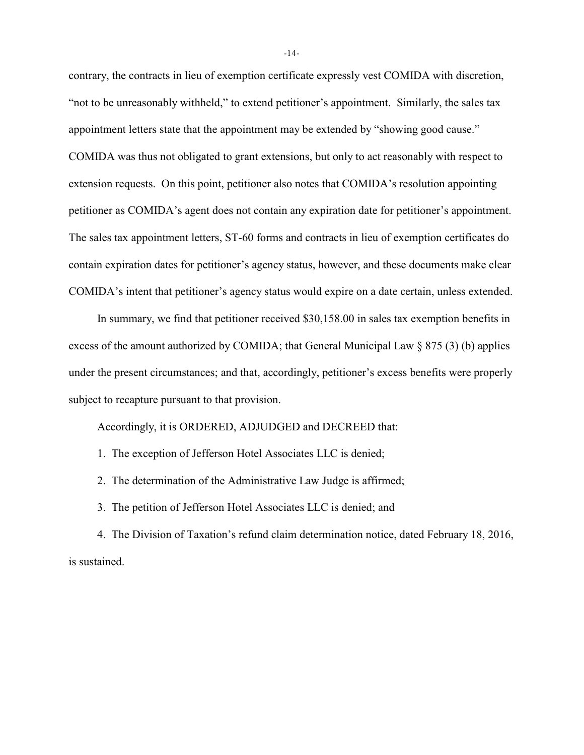contrary, the contracts in lieu of exemption certificate expressly vest COMIDA with discretion, "not to be unreasonably withheld," to extend petitioner's appointment. Similarly, the sales tax appointment letters state that the appointment may be extended by "showing good cause." COMIDA was thus not obligated to grant extensions, but only to act reasonably with respect to extension requests. On this point, petitioner also notes that COMIDA's resolution appointing petitioner as COMIDA's agent does not contain any expiration date for petitioner's appointment. The sales tax appointment letters, ST-60 forms and contracts in lieu of exemption certificates do contain expiration dates for petitioner's agency status, however, and these documents make clear COMIDA's intent that petitioner's agency status would expire on a date certain, unless extended.

In summary, we find that petitioner received $30,158.00 in sales tax exemption benefits in excess of the amount authorized by COMIDA; that General Municipal Law § 875 (3) (b) applies under the present circumstances; and that, accordingly, petitioner's excess benefits were properly subject to recapture pursuant to that provision.

Accordingly, it is ORDERED, ADJUDGED and DECREED that:

1. The exception of Jefferson Hotel Associates LLC is denied;

2. The determination of the Administrative Law Judge is affirmed;

3. The petition of Jefferson Hotel Associates LLC is denied; and

4. The Division of Taxation's refund claim determination notice, dated February 18, 2016, is sustained.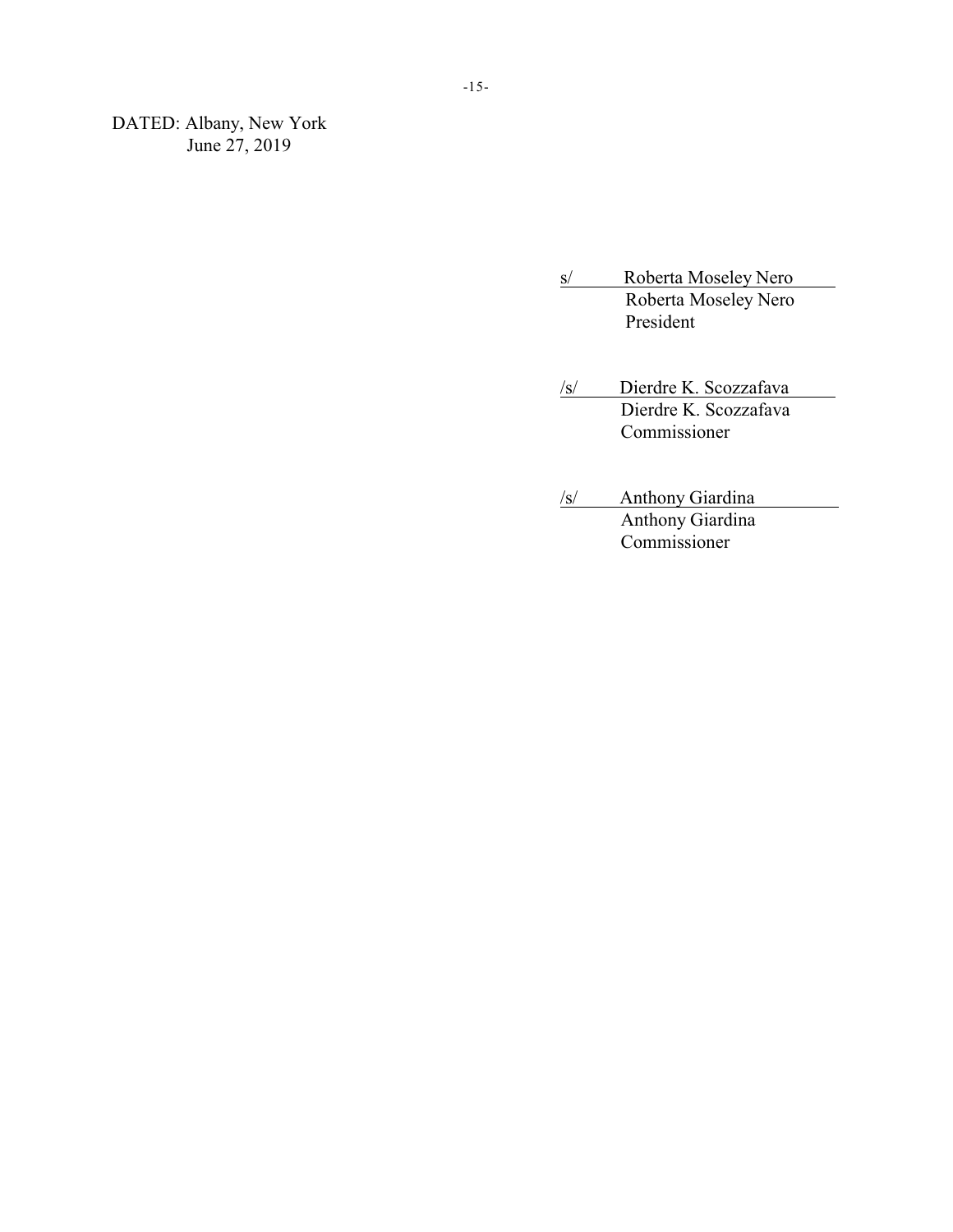DATED: Albany, New York
June 27, 2019

s/ Roberta Moseley Nero
Roberta Moseley Nero
President

/s/ Dierdre K. Scozzafava
Dierdre K. Scozzafava
Commissioner

/s/ Anthony Giardina
Anthony Giardina
Commissioner